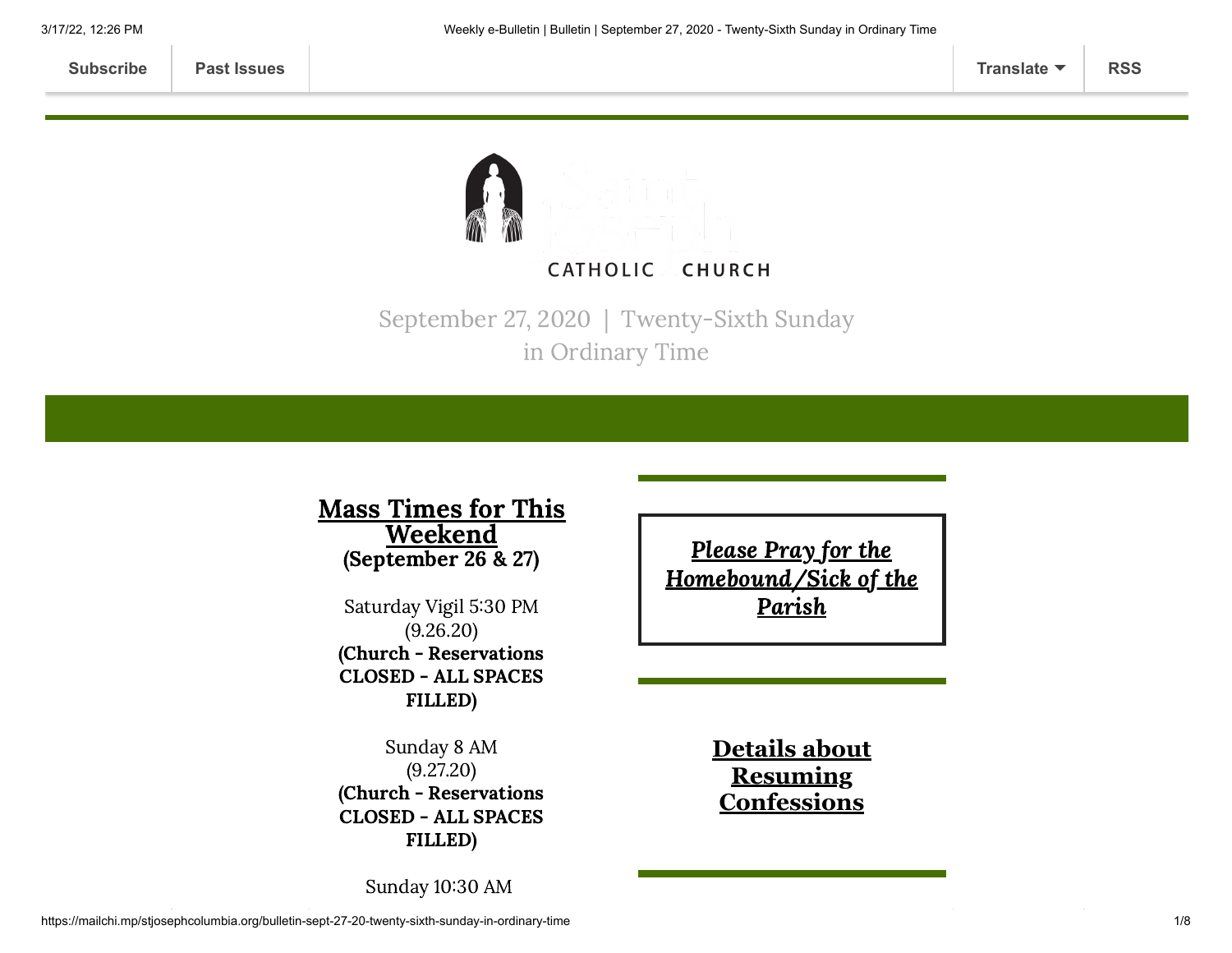Subscribe | Past Issues | Translate | RSS

CATHOLIC CHURCH

September 27, 2020 | Twenty-Sixth Sunday in Ordinary Time

## Mass Times for This Weekend
**(September 26 & 27)**

Saturday Vigil 5:30 PM
(9.26.20)
**(Church - Reservations CLOSED - ALL SPACES FILLED)**

Sunday 8 AM
(9.27.20)
**(Church - Reservations CLOSED - ALL SPACES FILLED)**

Sunday 10:30 AM

***Please Pray for the Homebound/Sick of the Parish***

## Details about Resuming Confessions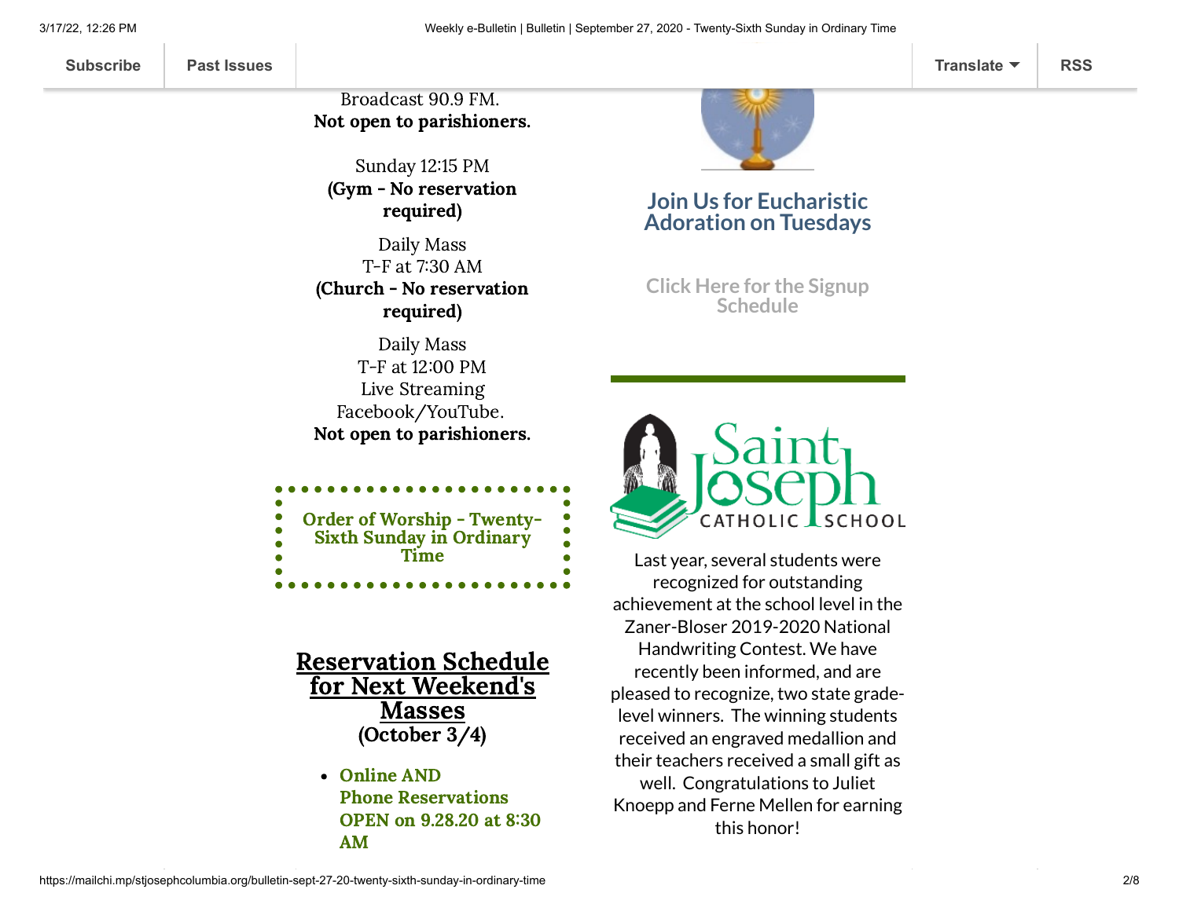Broadcast 90.9 FM.
**Not open to parishioners.**

Sunday 12:15 PM
**(Gym - No reservation required)**

Daily Mass
T-F at 7:30 AM
**(Church - No reservation required)**

Daily Mass
T-F at 12:00 PM
Live Streaming
Facebook/YouTube.
**Not open to parishioners.**

**Order of Worship - Twenty-Sixth Sunday in Ordinary Time**

## Reservation Schedule for Next Weekend's Masses
**(October 3/4)**

- **Online AND Phone Reservations OPEN on 9.28.20 at 8:30 AM**

## Join Us for Eucharistic Adoration on Tuesdays

**Click Here for the Signup Schedule**

Saint Joseph CATHOLIC SCHOOL

Last year, several students were recognized for outstanding achievement at the school level in the Zaner-Bloser 2019-2020 National Handwriting Contest. We have recently been informed, and are pleased to recognize, two state grade-level winners. The winning students received an engraved medallion and their teachers received a small gift as well. Congratulations to Juliet Knoepp and Ferne Mellen for earning this honor!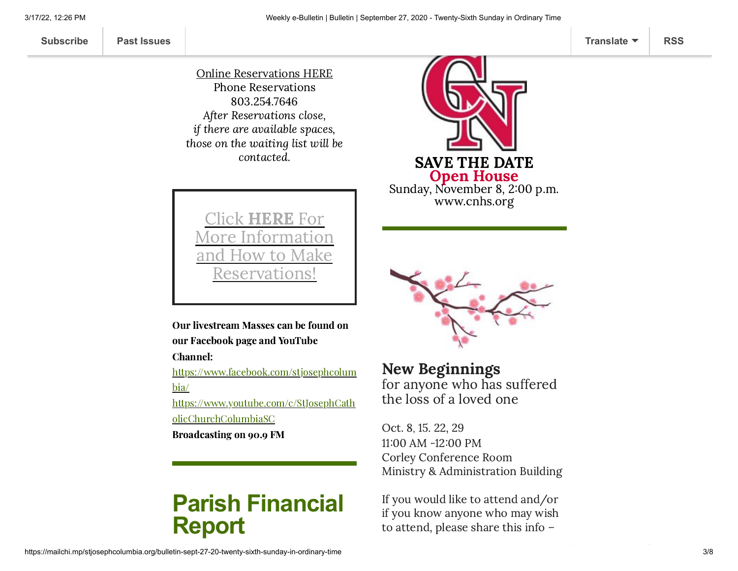Online Reservations HERE
Phone Reservations
803.254.7646
*After Reservations close,*
*if there are available spaces,*
*those on the waiting list will be*
*contacted.*

Click **HERE** For More Information and How to Make Reservations!

**Our livestream Masses can be found on our Facebook page and YouTube Channel:**
https://www.facebook.com/stjosephcolumbia/
https://www.youtube.com/c/StJosephCatholicChurchColumbiaSC
**Broadcasting on 90.9 FM**

# Parish Financial Report

**SAVE THE DATE**
**Open House**
Sunday, November 8, 2:00 p.m.
www.cnhs.org

**New Beginnings**
for anyone who has suffered the loss of a loved one

Oct. 8, 15. 22, 29
11:00 AM -12:00 PM
Corley Conference Room
Ministry & Administration Building

If you would like to attend and/or if you know anyone who may wish to attend, please share this info –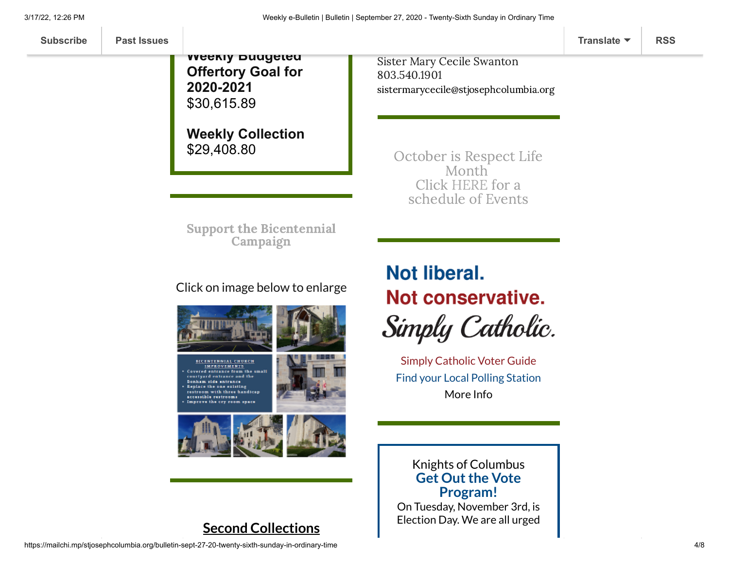**Weekly Budgeted Offertory Goal for 2020-2021**
$30,615.89

**Weekly Collection**
$29,408.80

## Support the Bicentennial Campaign

Click on image below to enlarge

BICENTENNIAL CHURCH IMPROVEMENTS

- Covered entrance from the small courtyard entrance and the Bonham side entrance
- Replace the one existing restroom with three handicap accessible restrooms
- Improve the cry room space

## Second Collections

Sister Mary Cecile Swanton
803.540.1901
sistermarycecile@stjosephcolumbia.org

October is Respect Life Month
Click HERE for a schedule of Events

**Not liberal.**
**Not conservative.**
*Simply Catholic.*

Simply Catholic Voter Guide
Find your Local Polling Station
More Info

Knights of Columbus
**Get Out the Vote Program!**
On Tuesday, November 3rd, is Election Day. We are all urged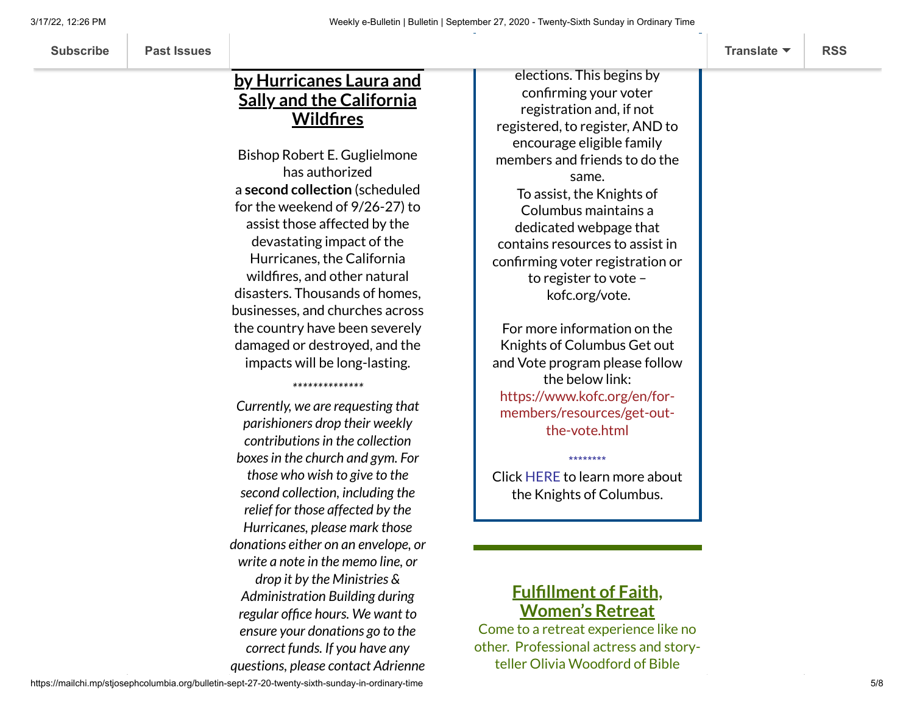**by Hurricanes Laura and Sally and the California Wildfires**

Bishop Robert E. Guglielmone has authorized a **second collection** (scheduled for the weekend of 9/26-27) to assist those affected by the devastating impact of the Hurricanes, the California wildfires, and other natural disasters. Thousands of homes, businesses, and churches across the country have been severely damaged or destroyed, and the impacts will be long-lasting.

**************

*Currently, we are requesting that parishioners drop their weekly contributions in the collection boxes in the church and gym. For those who wish to give to the second collection, including the relief for those affected by the Hurricanes, please mark those donations either on an envelope, or write a note in the memo line, or drop it by the Ministries & Administration Building during regular office hours. We want to ensure your donations go to the correct funds. If you have any questions, please contact Adrienne*

elections. This begins by confirming your voter registration and, if not registered, to register, AND to encourage eligible family members and friends to do the same.
To assist, the Knights of Columbus maintains a dedicated webpage that contains resources to assist in confirming voter registration or to register to vote – kofc.org/vote.

For more information on the Knights of Columbus Get out and Vote program please follow the below link:
https://www.kofc.org/en/for-members/resources/get-out-the-vote.html

********

Click HERE to learn more about the Knights of Columbus.

## Fulfillment of Faith, Women's Retreat

Come to a retreat experience like no other. Professional actress and story-teller Olivia Woodford of Bible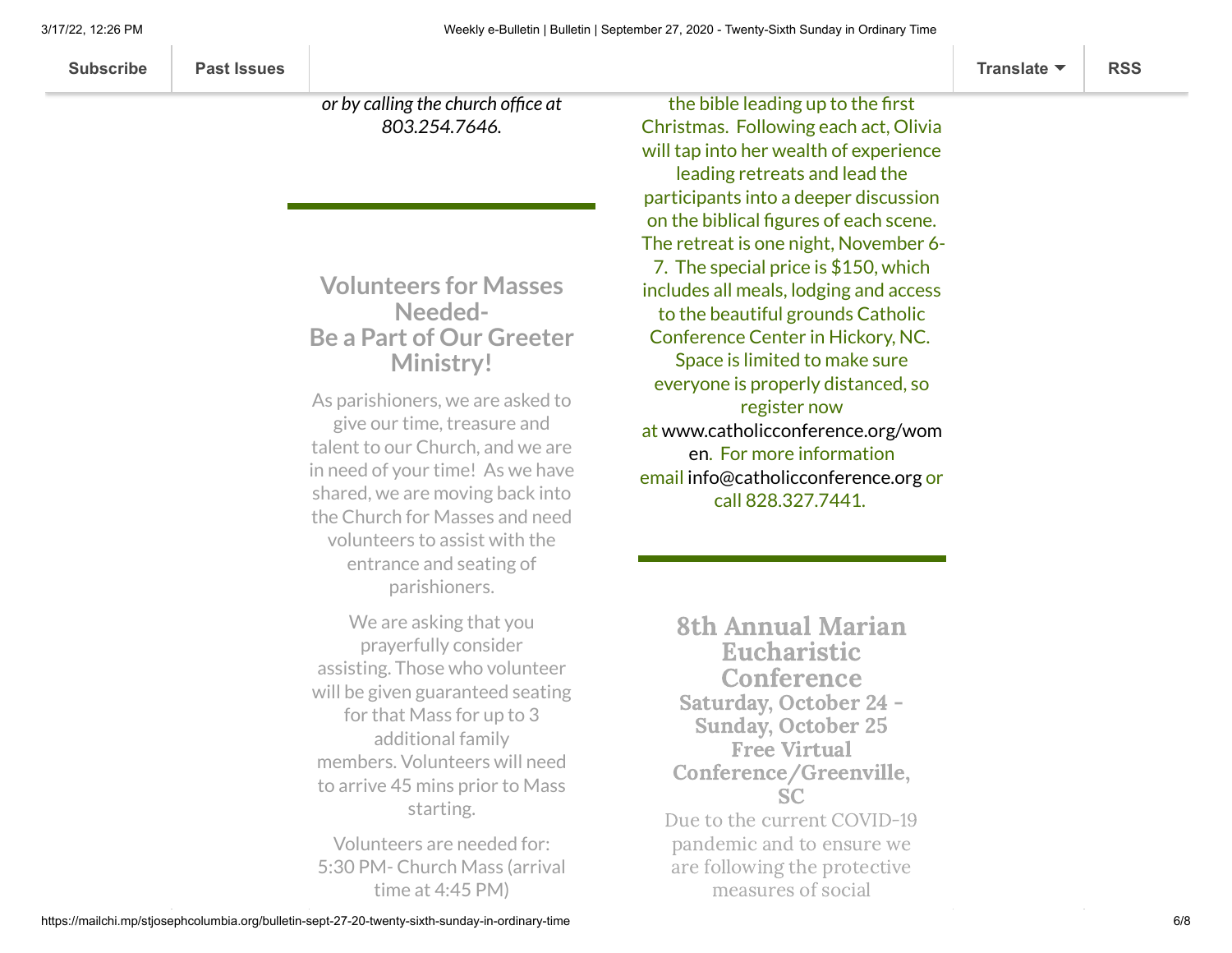*or by calling the church office at 803.254.7646.*

## Volunteers for Masses Needed- Be a Part of Our Greeter Ministry!

As parishioners, we are asked to give our time, treasure and talent to our Church, and we are in need of your time! As we have shared, we are moving back into the Church for Masses and need volunteers to assist with the entrance and seating of parishioners.

We are asking that you prayerfully consider assisting. Those who volunteer will be given guaranteed seating for that Mass for up to 3 additional family members. Volunteers will need to arrive 45 mins prior to Mass starting.

Volunteers are needed for:
5:30 PM- Church Mass (arrival time at 4:45 PM)

the bible leading up to the first Christmas. Following each act, Olivia will tap into her wealth of experience leading retreats and lead the participants into a deeper discussion on the biblical figures of each scene. The retreat is one night, November 6-7. The special price is $150, which includes all meals, lodging and access to the beautiful grounds Catholic Conference Center in Hickory, NC. Space is limited to make sure everyone is properly distanced, so register now at www.catholicconference.org/women. For more information email info@catholicconference.org or call 828.327.7441.

## 8th Annual Marian Eucharistic Conference

**Saturday, October 24 - Sunday, October 25**
**Free Virtual Conference/Greenville, SC**

Due to the current COVID-19 pandemic and to ensure we are following the protective measures of social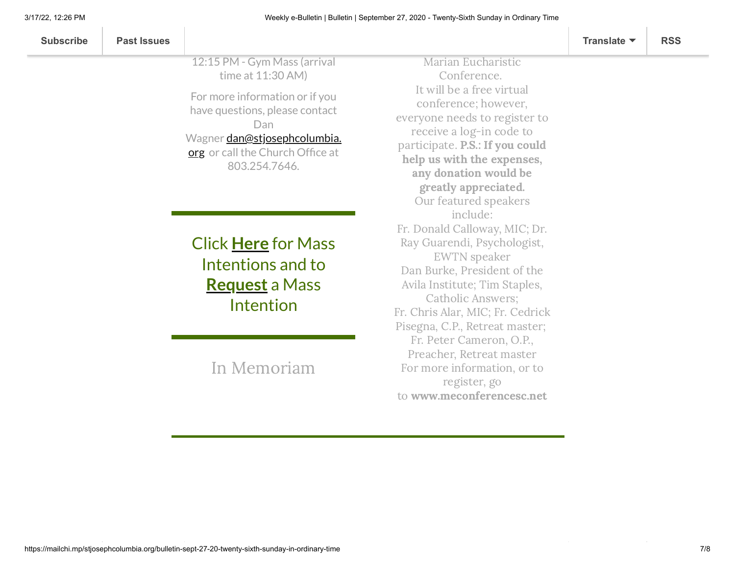12:15 PM - Gym Mass (arrival time at 11:30 AM)

For more information or if you have questions, please contact Dan Wagner dan@stjosephcolumbia.org or call the Church Office at 803.254.7646.

---

## Click **Here** for Mass Intentions and to **Request** a Mass Intention

---

## In Memoriam

Marian Eucharistic Conference.
It will be a free virtual conference; however, everyone needs to register to receive a log-in code to participate. **P.S.: If you could help us with the expenses, any donation would be greatly appreciated.**
Our featured speakers include:
Fr. Donald Calloway, MIC; Dr. Ray Guarendi, Psychologist, EWTN speaker
Dan Burke, President of the Avila Institute; Tim Staples, Catholic Answers;
Fr. Chris Alar, MIC; Fr. Cedrick Pisegna, C.P., Retreat master;
Fr. Peter Cameron, O.P., Preacher, Retreat master
For more information, or to register, go to **www.meconferencesc.net**

---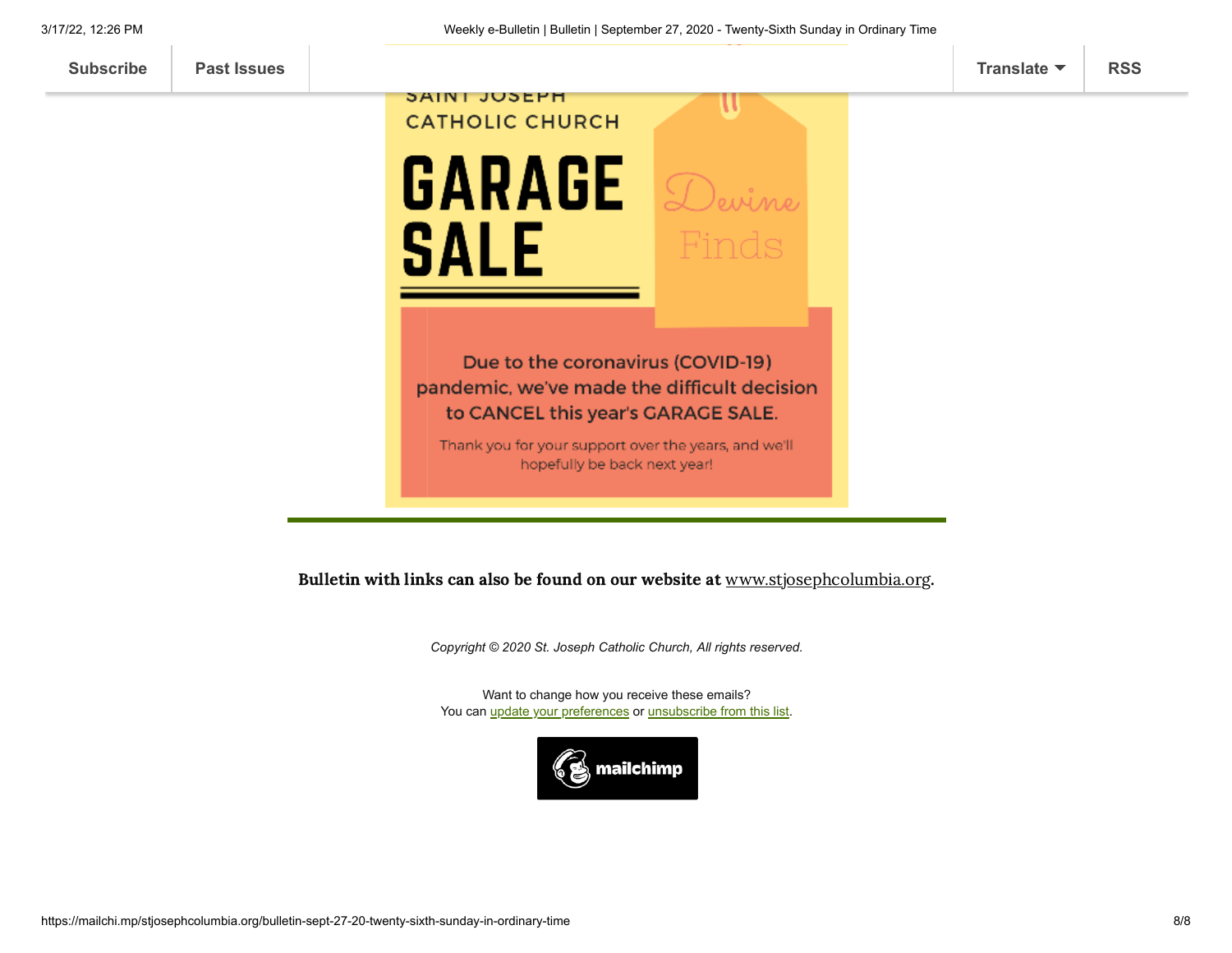SAINT JOSEPH CATHOLIC CHURCH

# GARAGE SALE

Devine Finds

Due to the coronavirus (COVID-19) pandemic, we've made the difficult decision to CANCEL this year's GARAGE SALE.

Thank you for your support over the years, and we'll hopefully be back next year!

---

**Bulletin with links can also be found on our website at [www.stjosephcolumbia.org](www.stjosephcolumbia.org).**

*Copyright © 2020 St. Joseph Catholic Church, All rights reserved.*

Want to change how you receive these emails?
You can update your preferences or unsubscribe from this list.